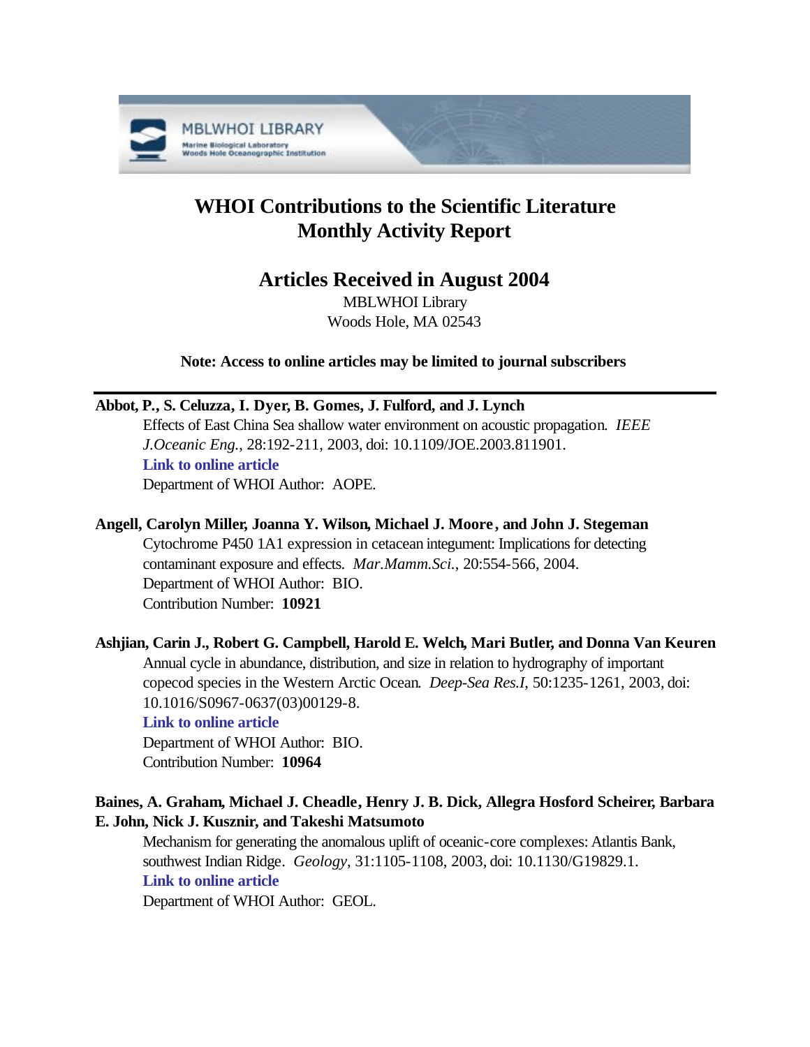MBLWHOI LIBRARY
Marine Biological Laboratory
Woods Hole Oceanographic Institution

# WHOI Contributions to the Scientific Literature
# Monthly Activity Report

## Articles Received in August 2004

MBLWHOI Library
Woods Hole, MA 02543

**Note: Access to online articles may be limited to journal subscribers**

---

**Abbot, P., S. Celuzza, I. Dyer, B. Gomes, J. Fulford, and J. Lynch**
Effects of East China Sea shallow water environment on acoustic propagation. *IEEE J.Oceanic Eng.*, 28:192-211, 2003, doi: 10.1109/JOE.2003.811901.
**Link to online article**
Department of WHOI Author: AOPE.

**Angell, Carolyn Miller, Joanna Y. Wilson, Michael J. Moore, and John J. Stegeman**
Cytochrome P450 1A1 expression in cetacean integument: Implications for detecting contaminant exposure and effects. *Mar.Mamm.Sci.*, 20:554-566, 2004.
Department of WHOI Author: BIO.
Contribution Number: **10921**

**Ashjian, Carin J., Robert G. Campbell, Harold E. Welch, Mari Butler, and Donna Van Keuren**
Annual cycle in abundance, distribution, and size in relation to hydrography of important copecod species in the Western Arctic Ocean. *Deep-Sea Res.I*, 50:1235-1261, 2003, doi: 10.1016/S0967-0637(03)00129-8.
**Link to online article**
Department of WHOI Author: BIO.
Contribution Number: **10964**

**Baines, A. Graham, Michael J. Cheadle, Henry J. B. Dick, Allegra Hosford Scheirer, Barbara E. John, Nick J. Kusznir, and Takeshi Matsumoto**
Mechanism for generating the anomalous uplift of oceanic-core complexes: Atlantis Bank, southwest Indian Ridge. *Geology*, 31:1105-1108, 2003, doi: 10.1130/G19829.1.
**Link to online article**
Department of WHOI Author: GEOL.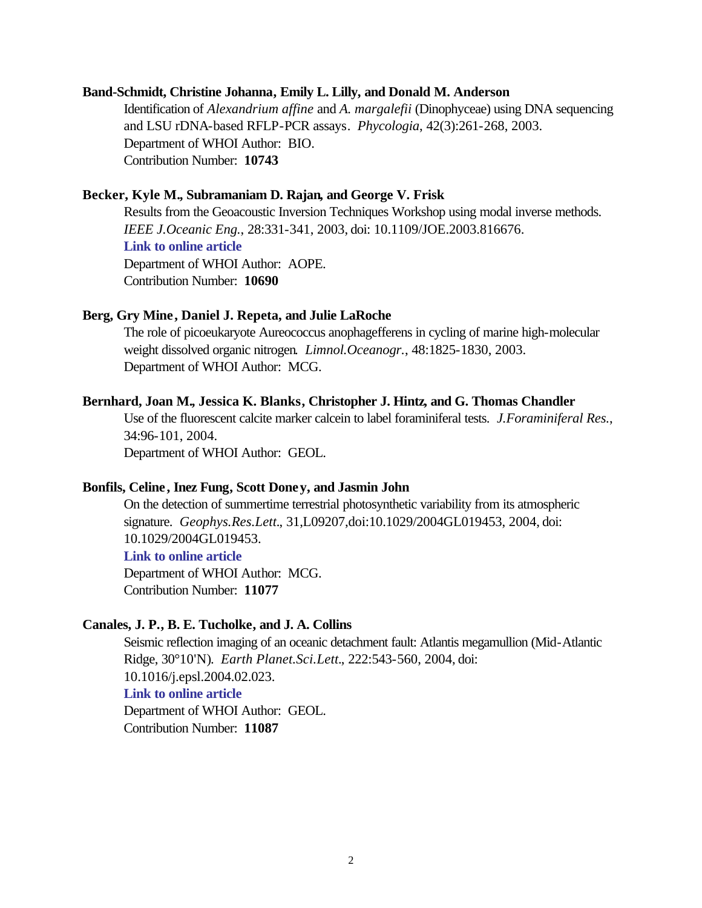**Band-Schmidt, Christine Johanna, Emily L. Lilly, and Donald M. Anderson**

Identification of *Alexandrium affine* and *A. margalefii* (Dinophyceae) using DNA sequencing and LSU rDNA-based RFLP-PCR assays. *Phycologia*, 42(3):261-268, 2003.
Department of WHOI Author: BIO.
Contribution Number: **10743**

**Becker, Kyle M., Subramaniam D. Rajan, and George V. Frisk**

Results from the Geoacoustic Inversion Techniques Workshop using modal inverse methods. *IEEE J.Oceanic Eng.*, 28:331-341, 2003, doi: 10.1109/JOE.2003.816676.
**Link to online article**
Department of WHOI Author: AOPE.
Contribution Number: **10690**

**Berg, Gry Mine, Daniel J. Repeta, and Julie LaRoche**

The role of picoeukaryote Aureococcus anophagefferens in cycling of marine high-molecular weight dissolved organic nitrogen. *Limnol.Oceanogr.*, 48:1825-1830, 2003.
Department of WHOI Author: MCG.

**Bernhard, Joan M., Jessica K. Blanks, Christopher J. Hintz, and G. Thomas Chandler**

Use of the fluorescent calcite marker calcein to label foraminiferal tests. *J.Foraminiferal Res.*, 34:96-101, 2004.
Department of WHOI Author: GEOL.

**Bonfils, Celine, Inez Fung, Scott Doney, and Jasmin John**

On the detection of summertime terrestrial photosynthetic variability from its atmospheric signature. *Geophys.Res.Lett.*, 31,L09207,doi:10.1029/2004GL019453, 2004, doi: 10.1029/2004GL019453.
**Link to online article**
Department of WHOI Author: MCG.
Contribution Number: **11077**

**Canales, J. P., B. E. Tucholke, and J. A. Collins**

Seismic reflection imaging of an oceanic detachment fault: Atlantis megamullion (Mid-Atlantic Ridge, 30°10'N). *Earth Planet.Sci.Lett.*, 222:543-560, 2004, doi: 10.1016/j.epsl.2004.02.023.
**Link to online article**
Department of WHOI Author: GEOL.
Contribution Number: **11087**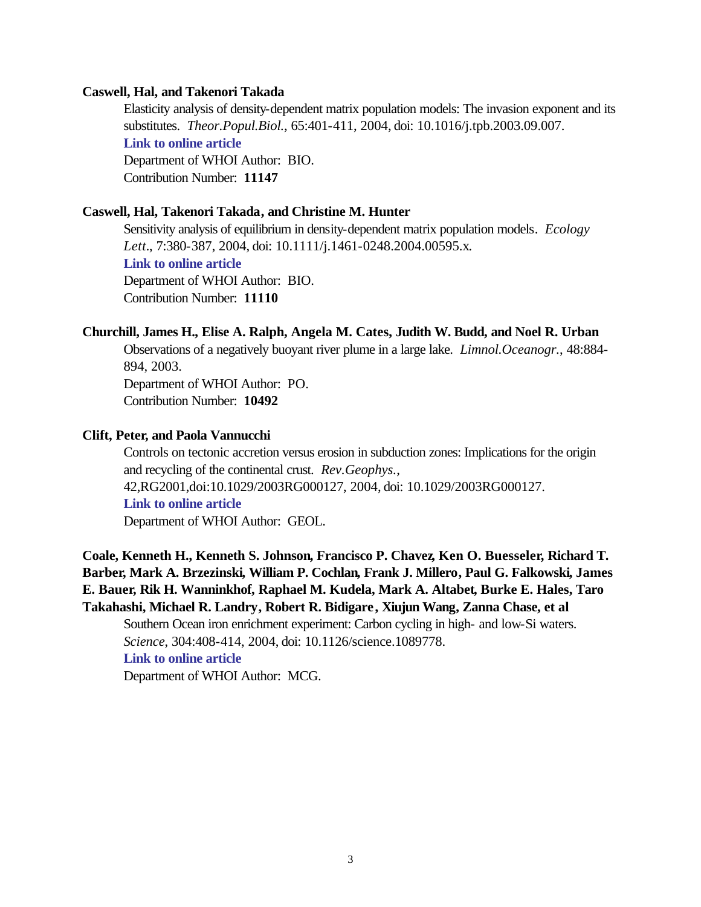**Caswell, Hal, and Takenori Takada**

Elasticity analysis of density-dependent matrix population models: The invasion exponent and its substitutes. *Theor.Popul.Biol.*, 65:401-411, 2004, doi: 10.1016/j.tpb.2003.09.007.

**Link to online article**

Department of WHOI Author: BIO.

Contribution Number: **11147**

**Caswell, Hal, Takenori Takada, and Christine M. Hunter**

Sensitivity analysis of equilibrium in density-dependent matrix population models. *Ecology Lett.*, 7:380-387, 2004, doi: 10.1111/j.1461-0248.2004.00595.x.

**Link to online article**

Department of WHOI Author: BIO.

Contribution Number: **11110**

**Churchill, James H., Elise A. Ralph, Angela M. Cates, Judith W. Budd, and Noel R. Urban**

Observations of a negatively buoyant river plume in a large lake. *Limnol.Oceanogr.*, 48:884-894, 2003.

Department of WHOI Author: PO.

Contribution Number: **10492**

**Clift, Peter, and Paola Vannucchi**

Controls on tectonic accretion versus erosion in subduction zones: Implications for the origin and recycling of the continental crust. *Rev.Geophys.*, 42,RG2001,doi:10.1029/2003RG000127, 2004, doi: 10.1029/2003RG000127.

**Link to online article**

Department of WHOI Author: GEOL.

**Coale, Kenneth H., Kenneth S. Johnson, Francisco P. Chavez, Ken O. Buesseler, Richard T. Barber, Mark A. Brzezinski, William P. Cochlan, Frank J. Millero, Paul G. Falkowski, James E. Bauer, Rik H. Wanninkhof, Raphael M. Kudela, Mark A. Altabet, Burke E. Hales, Taro Takahashi, Michael R. Landry, Robert R. Bidigare, Xiujun Wang, Zanna Chase, et al**

Southern Ocean iron enrichment experiment: Carbon cycling in high- and low-Si waters. *Science*, 304:408-414, 2004, doi: 10.1126/science.1089778.

**Link to online article**

Department of WHOI Author: MCG.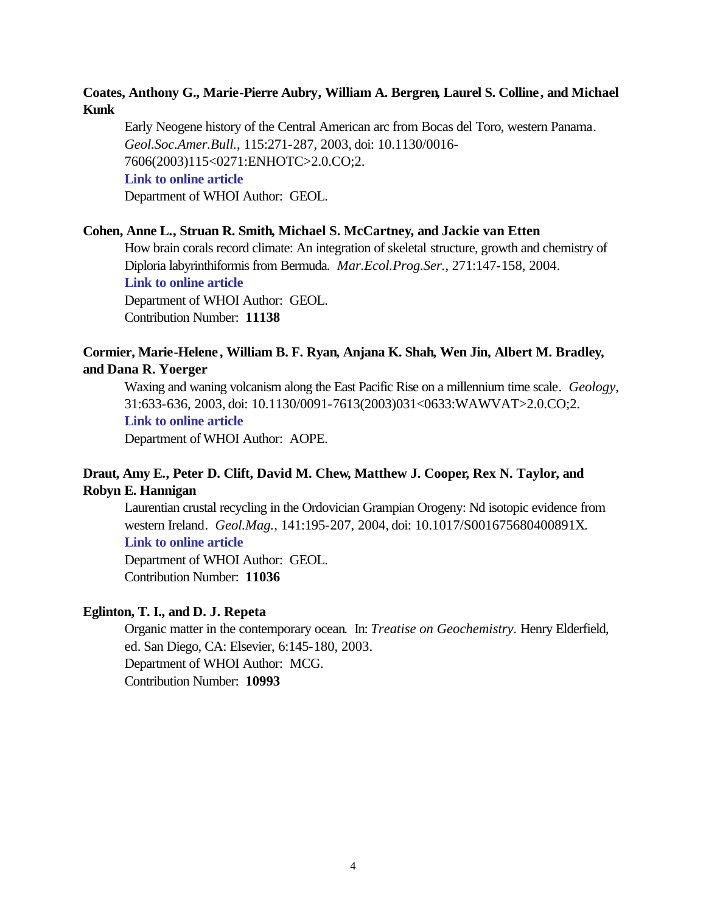**Coates, Anthony G., Marie-Pierre Aubry, William A. Bergren, Laurel S. Colline, and Michael Kunk**

Early Neogene history of the Central American arc from Bocas del Toro, western Panama. *Geol.Soc.Amer.Bull.*, 115:271-287, 2003, doi: 10.1130/0016-7606(2003)115<0271:ENHOTC>2.0.CO;2.
**Link to online article**
Department of WHOI Author: GEOL.

**Cohen, Anne L., Struan R. Smith, Michael S. McCartney, and Jackie van Etten**

How brain corals record climate: An integration of skeletal structure, growth and chemistry of Diploria labyrinthiformis from Bermuda. *Mar.Ecol.Prog.Ser.*, 271:147-158, 2004.
**Link to online article**
Department of WHOI Author: GEOL.
Contribution Number: **11138**

**Cormier, Marie-Helene, William B. F. Ryan, Anjana K. Shah, Wen Jin, Albert M. Bradley, and Dana R. Yoerger**

Waxing and waning volcanism along the East Pacific Rise on a millennium time scale. *Geology*, 31:633-636, 2003, doi: 10.1130/0091-7613(2003)031<0633:WAWVAT>2.0.CO;2.
**Link to online article**
Department of WHOI Author: AOPE.

**Draut, Amy E., Peter D. Clift, David M. Chew, Matthew J. Cooper, Rex N. Taylor, and Robyn E. Hannigan**

Laurentian crustal recycling in the Ordovician Grampian Orogeny: Nd isotopic evidence from western Ireland. *Geol.Mag.*, 141:195-207, 2004, doi: 10.1017/S001675680400891X.
**Link to online article**
Department of WHOI Author: GEOL.
Contribution Number: **11036**

**Eglinton, T. I., and D. J. Repeta**

Organic matter in the contemporary ocean. In: *Treatise on Geochemistry.* Henry Elderfield, ed. San Diego, CA: Elsevier, 6:145-180, 2003.
Department of WHOI Author: MCG.
Contribution Number: **10993**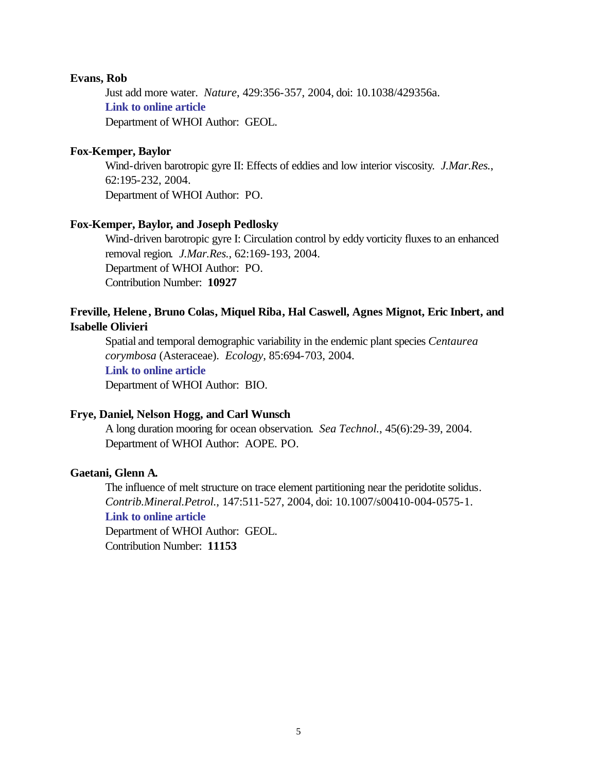**Evans, Rob**

Just add more water. *Nature*, 429:356-357, 2004, doi: 10.1038/429356a.
**Link to online article**
Department of WHOI Author: GEOL.

**Fox-Kemper, Baylor**

Wind-driven barotropic gyre II: Effects of eddies and low interior viscosity. *J.Mar.Res.*, 62:195-232, 2004.
Department of WHOI Author: PO.

**Fox-Kemper, Baylor, and Joseph Pedlosky**

Wind-driven barotropic gyre I: Circulation control by eddy vorticity fluxes to an enhanced removal region. *J.Mar.Res.*, 62:169-193, 2004.
Department of WHOI Author: PO.
Contribution Number: **10927**

**Freville, Helene, Bruno Colas, Miquel Riba, Hal Caswell, Agnes Mignot, Eric Inbert, and Isabelle Olivieri**

Spatial and temporal demographic variability in the endemic plant species *Centaurea corymbosa* (Asteraceae). *Ecology*, 85:694-703, 2004.
**Link to online article**
Department of WHOI Author: BIO.

**Frye, Daniel, Nelson Hogg, and Carl Wunsch**

A long duration mooring for ocean observation. *Sea Technol.*, 45(6):29-39, 2004.
Department of WHOI Author: AOPE. PO.

**Gaetani, Glenn A.**

The influence of melt structure on trace element partitioning near the peridotite solidus. *Contrib.Mineral.Petrol.*, 147:511-527, 2004, doi: 10.1007/s00410-004-0575-1.
**Link to online article**
Department of WHOI Author: GEOL.
Contribution Number: **11153**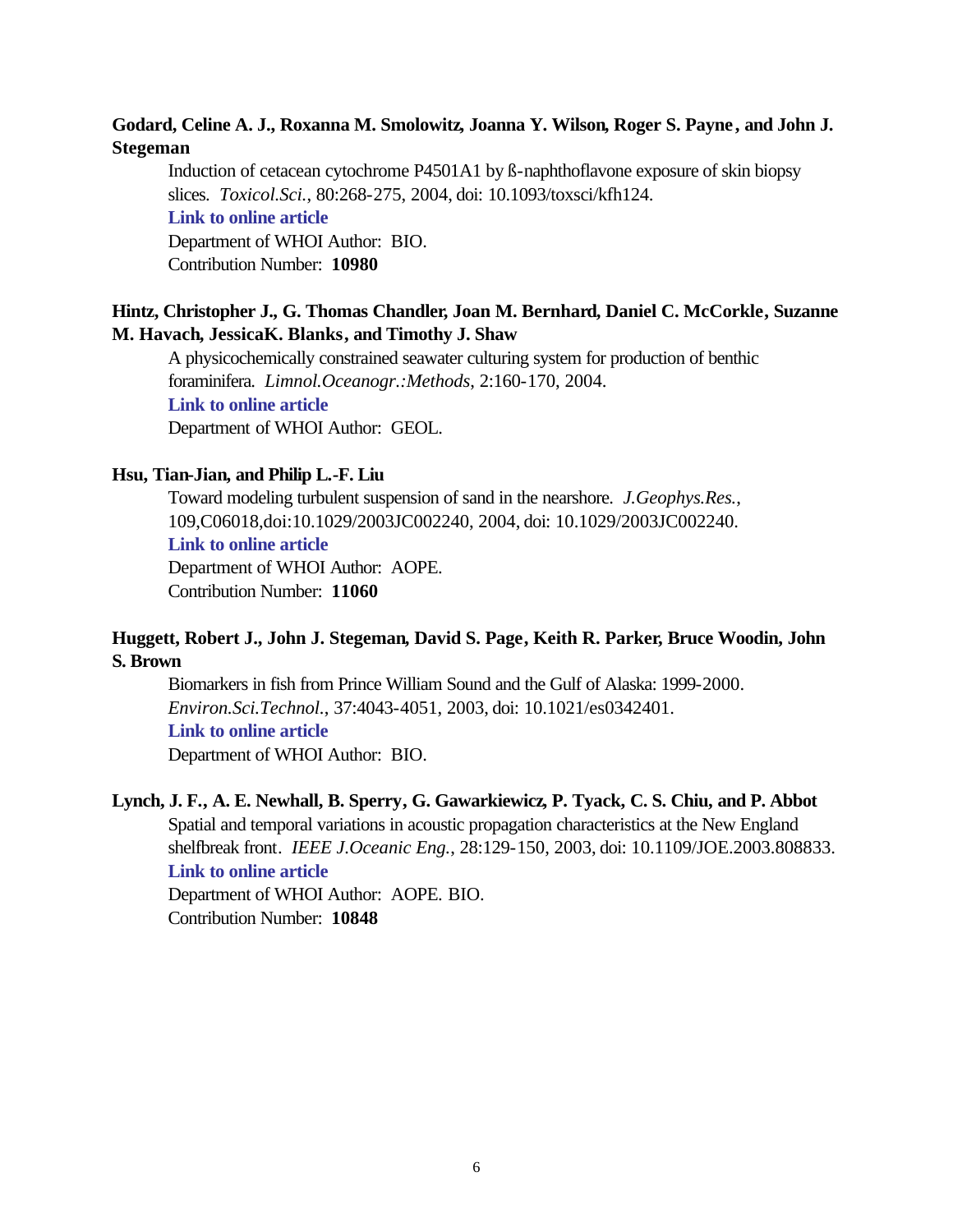**Godard, Celine A. J., Roxanna M. Smolowitz, Joanna Y. Wilson, Roger S. Payne, and John J. Stegeman**

Induction of cetacean cytochrome P4501A1 by ß-naphthoflavone exposure of skin biopsy slices. *Toxicol.Sci.*, 80:268-275, 2004, doi: 10.1093/toxsci/kfh124.

**Link to online article**

Department of WHOI Author: BIO.

Contribution Number: **10980**

**Hintz, Christopher J., G. Thomas Chandler, Joan M. Bernhard, Daniel C. McCorkle, Suzanne M. Havach, JessicaK. Blanks, and Timothy J. Shaw**

A physicochemically constrained seawater culturing system for production of benthic foraminifera. *Limnol.Oceanogr.:Methods*, 2:160-170, 2004.

**Link to online article**

Department of WHOI Author: GEOL.

**Hsu, Tian-Jian, and Philip L.-F. Liu**

Toward modeling turbulent suspension of sand in the nearshore. *J.Geophys.Res.*, 109,C06018,doi:10.1029/2003JC002240, 2004, doi: 10.1029/2003JC002240.

**Link to online article**

Department of WHOI Author: AOPE.

Contribution Number: **11060**

**Huggett, Robert J., John J. Stegeman, David S. Page, Keith R. Parker, Bruce Woodin, John S. Brown**

Biomarkers in fish from Prince William Sound and the Gulf of Alaska: 1999-2000. *Environ.Sci.Technol.*, 37:4043-4051, 2003, doi: 10.1021/es0342401.

**Link to online article**

Department of WHOI Author: BIO.

**Lynch, J. F., A. E. Newhall, B. Sperry, G. Gawarkiewicz, P. Tyack, C. S. Chiu, and P. Abbot**

Spatial and temporal variations in acoustic propagation characteristics at the New England shelfbreak front. *IEEE J.Oceanic Eng.*, 28:129-150, 2003, doi: 10.1109/JOE.2003.808833.

**Link to online article**

Department of WHOI Author: AOPE. BIO.

Contribution Number: **10848**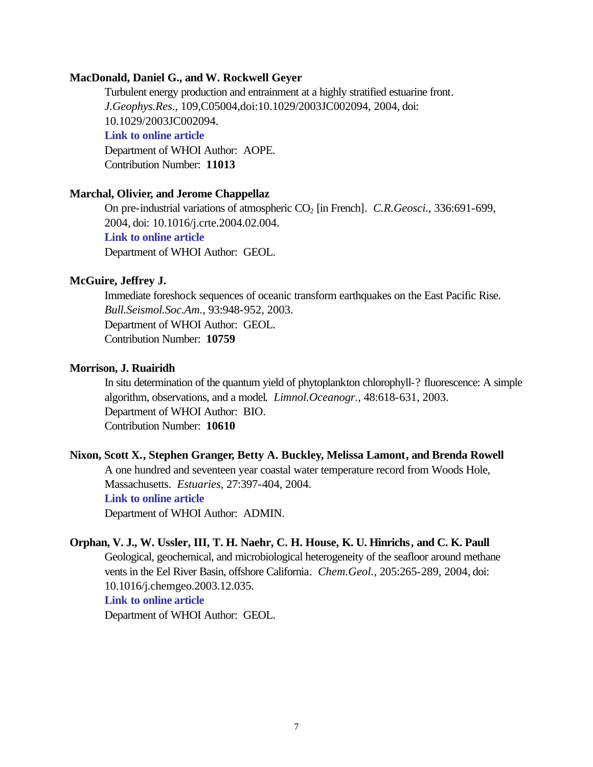**MacDonald, Daniel G., and W. Rockwell Geyer**

Turbulent energy production and entrainment at a highly stratified estuarine front. *J.Geophys.Res.*, 109,C05004,doi:10.1029/2003JC002094, 2004, doi: 10.1029/2003JC002094.

**Link to online article**

Department of WHOI Author: AOPE.

Contribution Number: **11013**

**Marchal, Olivier, and Jerome Chappellaz**

On pre-industrial variations of atmospheric $CO_2$ [in French]. *C.R.Geosci.*, 336:691-699, 2004, doi: 10.1016/j.crte.2004.02.004.

**Link to online article**

Department of WHOI Author: GEOL.

**McGuire, Jeffrey J.**

Immediate foreshock sequences of oceanic transform earthquakes on the East Pacific Rise. *Bull.Seismol.Soc.Am.*, 93:948-952, 2003.

Department of WHOI Author: GEOL.

Contribution Number: **10759**

**Morrison, J. Ruairidh**

In situ determination of the quantum yield of phytoplankton chlorophyll-? fluorescence: A simple algorithm, observations, and a model. *Limnol.Oceanogr.*, 48:618-631, 2003.

Department of WHOI Author: BIO.

Contribution Number: **10610**

**Nixon, Scott X., Stephen Granger, Betty A. Buckley, Melissa Lamont, and Brenda Rowell**

A one hundred and seventeen year coastal water temperature record from Woods Hole, Massachusetts. *Estuaries*, 27:397-404, 2004.

**Link to online article**

Department of WHOI Author: ADMIN.

**Orphan, V. J., W. Ussler, III, T. H. Naehr, C. H. House, K. U. Hinrichs, and C. K. Paull**

Geological, geochemical, and microbiological heterogeneity of the seafloor around methane vents in the Eel River Basin, offshore California. *Chem.Geol.*, 205:265-289, 2004, doi: 10.1016/j.chemgeo.2003.12.035.

**Link to online article**

Department of WHOI Author: GEOL.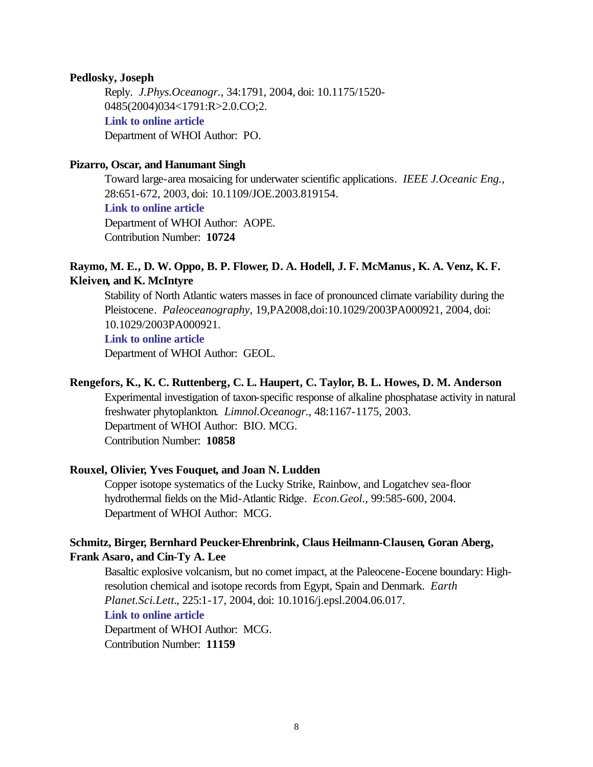**Pedlosky, Joseph**

Reply. *J.Phys.Oceanogr.*, 34:1791, 2004, doi: 10.1175/1520-0485(2004)034<1791:R>2.0.CO;2.

**Link to online article**

Department of WHOI Author: PO.

**Pizarro, Oscar, and Hanumant Singh**

Toward large-area mosaicing for underwater scientific applications. *IEEE J.Oceanic Eng.*, 28:651-672, 2003, doi: 10.1109/JOE.2003.819154.

**Link to online article**

Department of WHOI Author: AOPE.

Contribution Number: **10724**

**Raymo, M. E., D. W. Oppo, B. P. Flower, D. A. Hodell, J. F. McManus, K. A. Venz, K. F. Kleiven, and K. McIntyre**

Stability of North Atlantic waters masses in face of pronounced climate variability during the Pleistocene. *Paleoceanography*, 19,PA2008,doi:10.1029/2003PA000921, 2004, doi: 10.1029/2003PA000921.

**Link to online article**

Department of WHOI Author: GEOL.

**Rengefors, K., K. C. Ruttenberg, C. L. Haupert, C. Taylor, B. L. Howes, D. M. Anderson**

Experimental investigation of taxon-specific response of alkaline phosphatase activity in natural freshwater phytoplankton. *Limnol.Oceanogr.*, 48:1167-1175, 2003.

Department of WHOI Author: BIO. MCG.

Contribution Number: **10858**

**Rouxel, Olivier, Yves Fouquet, and Joan N. Ludden**

Copper isotope systematics of the Lucky Strike, Rainbow, and Logatchev sea-floor hydrothermal fields on the Mid-Atlantic Ridge. *Econ.Geol.*, 99:585-600, 2004.

Department of WHOI Author: MCG.

**Schmitz, Birger, Bernhard Peucker-Ehrenbrink, Claus Heilmann-Clausen, Goran Aberg, Frank Asaro, and Cin-Ty A. Lee**

Basaltic explosive volcanism, but no comet impact, at the Paleocene-Eocene boundary: High-resolution chemical and isotope records from Egypt, Spain and Denmark. *Earth Planet.Sci.Lett.*, 225:1-17, 2004, doi: 10.1016/j.epsl.2004.06.017.

**Link to online article**

Department of WHOI Author: MCG.

Contribution Number: **11159**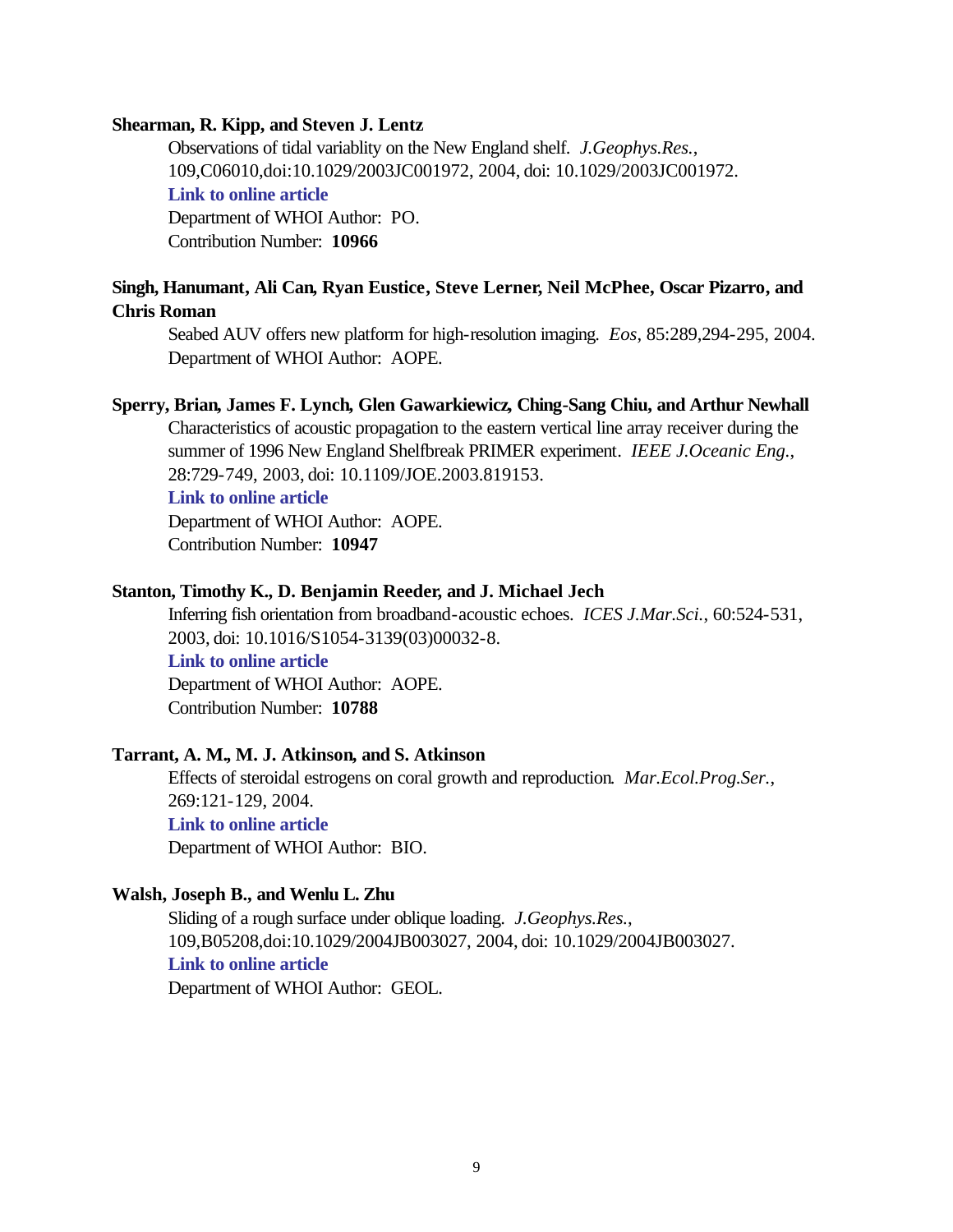**Shearman, R. Kipp, and Steven J. Lentz**

Observations of tidal variablity on the New England shelf. *J.Geophys.Res.*, 109,C06010,doi:10.1029/2003JC001972, 2004, doi: 10.1029/2003JC001972.

**Link to online article**

Department of WHOI Author: PO.

Contribution Number: **10966**

**Singh, Hanumant, Ali Can, Ryan Eustice, Steve Lerner, Neil McPhee, Oscar Pizarro, and Chris Roman**

Seabed AUV offers new platform for high-resolution imaging. *Eos*, 85:289,294-295, 2004.

Department of WHOI Author: AOPE.

**Sperry, Brian, James F. Lynch, Glen Gawarkiewicz, Ching-Sang Chiu, and Arthur Newhall**

Characteristics of acoustic propagation to the eastern vertical line array receiver during the summer of 1996 New England Shelfbreak PRIMER experiment. *IEEE J.Oceanic Eng.*, 28:729-749, 2003, doi: 10.1109/JOE.2003.819153.

**Link to online article**

Department of WHOI Author: AOPE.

Contribution Number: **10947**

**Stanton, Timothy K., D. Benjamin Reeder, and J. Michael Jech**

Inferring fish orientation from broadband-acoustic echoes. *ICES J.Mar.Sci.*, 60:524-531, 2003, doi: 10.1016/S1054-3139(03)00032-8.

**Link to online article**

Department of WHOI Author: AOPE.

Contribution Number: **10788**

**Tarrant, A. M., M. J. Atkinson, and S. Atkinson**

Effects of steroidal estrogens on coral growth and reproduction. *Mar.Ecol.Prog.Ser.*, 269:121-129, 2004.

**Link to online article**

Department of WHOI Author: BIO.

**Walsh, Joseph B., and Wenlu L. Zhu**

Sliding of a rough surface under oblique loading. *J.Geophys.Res.*, 109,B05208,doi:10.1029/2004JB003027, 2004, doi: 10.1029/2004JB003027.

**Link to online article**

Department of WHOI Author: GEOL.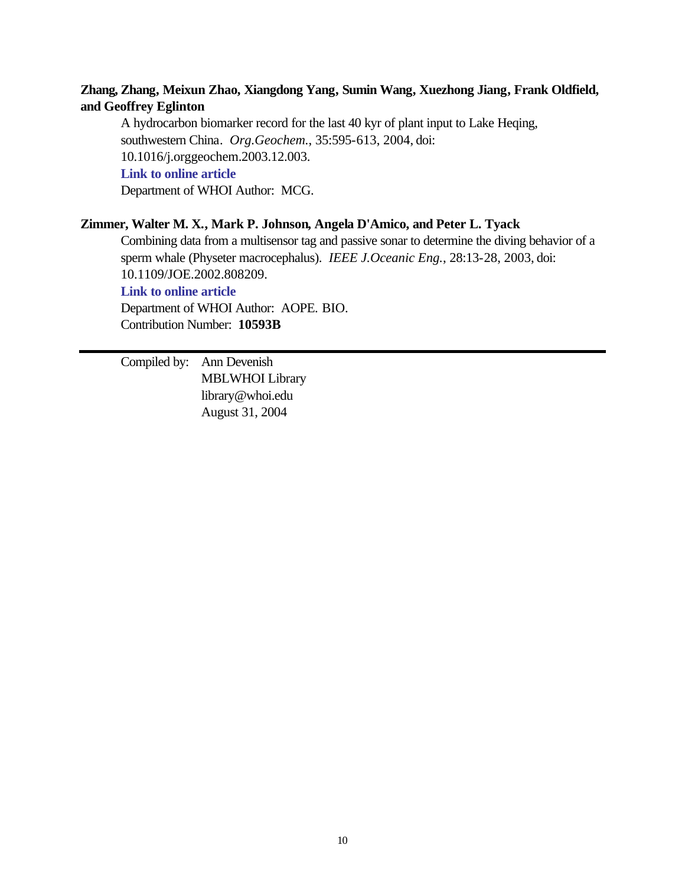**Zhang, Zhang, Meixun Zhao, Xiangdong Yang, Sumin Wang, Xuezhong Jiang, Frank Oldfield, and Geoffrey Eglinton**

A hydrocarbon biomarker record for the last 40 kyr of plant input to Lake Heqing, southwestern China. *Org.Geochem.*, 35:595-613, 2004, doi: 10.1016/j.orggeochem.2003.12.003.

**Link to online article**

Department of WHOI Author: MCG.

**Zimmer, Walter M. X., Mark P. Johnson, Angela D'Amico, and Peter L. Tyack**

Combining data from a multisensor tag and passive sonar to determine the diving behavior of a sperm whale (Physeter macrocephalus). *IEEE J.Oceanic Eng.*, 28:13-28, 2003, doi: 10.1109/JOE.2002.808209.

**Link to online article**

Department of WHOI Author: AOPE. BIO.

Contribution Number: **10593B**

---

Compiled by: Ann Devenish
MBLWHOI Library
library@whoi.edu
August 31, 2004